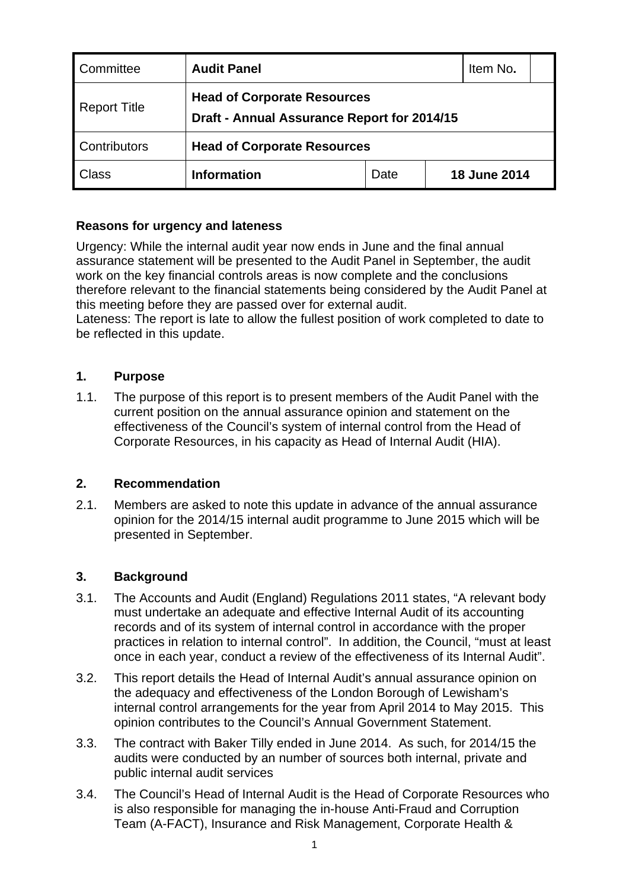| Committee | **Audit Panel** | | | Item No**.** | |
|---|---|---|---|---|---|
| Report Title | **Head of Corporate Resources**<br>**Draft - Annual Assurance Report for 2014/15** | | | | |
| Contributors | **Head of Corporate Resources** | | | | |
| Class | **Information** | Date | **18 June 2014** | | |

**Reasons for urgency and lateness**

Urgency: While the internal audit year now ends in June and the final annual assurance statement will be presented to the Audit Panel in September, the audit work on the key financial controls areas is now complete and the conclusions therefore relevant to the financial statements being considered by the Audit Panel at this meeting before they are passed over for external audit.
Lateness: The report is late to allow the fullest position of work completed to date to be reflected in this update.

## 1. Purpose

1.1. The purpose of this report is to present members of the Audit Panel with the current position on the annual assurance opinion and statement on the effectiveness of the Council's system of internal control from the Head of Corporate Resources, in his capacity as Head of Internal Audit (HIA).

## 2. Recommendation

2.1. Members are asked to note this update in advance of the annual assurance opinion for the 2014/15 internal audit programme to June 2015 which will be presented in September.

## 3. Background

3.1. The Accounts and Audit (England) Regulations 2011 states, "A relevant body must undertake an adequate and effective Internal Audit of its accounting records and of its system of internal control in accordance with the proper practices in relation to internal control". In addition, the Council, "must at least once in each year, conduct a review of the effectiveness of its Internal Audit".

3.2. This report details the Head of Internal Audit's annual assurance opinion on the adequacy and effectiveness of the London Borough of Lewisham's internal control arrangements for the year from April 2014 to May 2015. This opinion contributes to the Council's Annual Government Statement.

3.3. The contract with Baker Tilly ended in June 2014. As such, for 2014/15 the audits were conducted by an number of sources both internal, private and public internal audit services

3.4. The Council's Head of Internal Audit is the Head of Corporate Resources who is also responsible for managing the in-house Anti-Fraud and Corruption Team (A-FACT), Insurance and Risk Management, Corporate Health &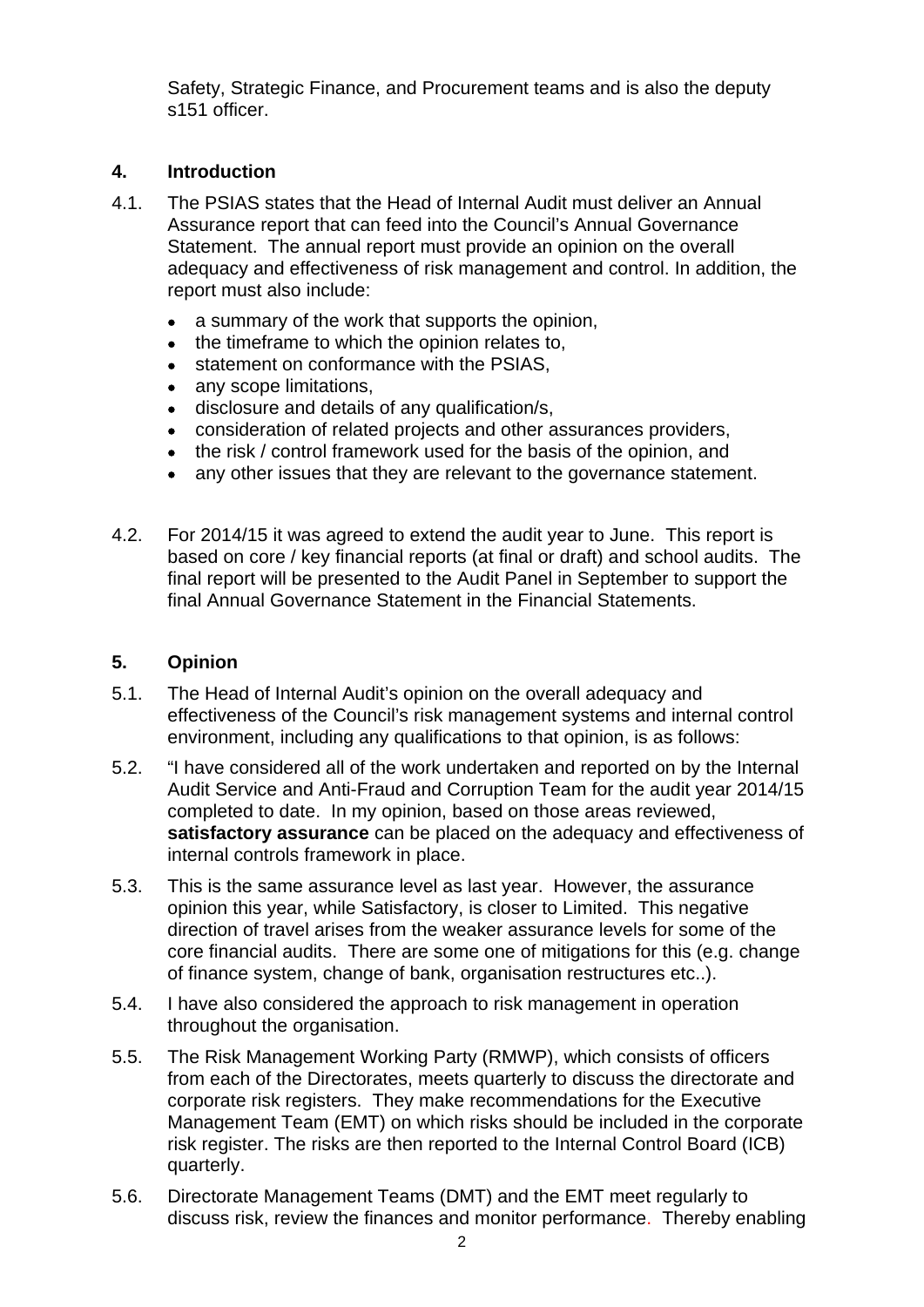Safety, Strategic Finance, and Procurement teams and is also the deputy s151 officer.

## 4. Introduction

4.1. The PSIAS states that the Head of Internal Audit must deliver an Annual Assurance report that can feed into the Council's Annual Governance Statement. The annual report must provide an opinion on the overall adequacy and effectiveness of risk management and control. In addition, the report must also include:

- a summary of the work that supports the opinion,
- the timeframe to which the opinion relates to,
- statement on conformance with the PSIAS,
- any scope limitations,
- disclosure and details of any qualification/s,
- consideration of related projects and other assurances providers,
- the risk / control framework used for the basis of the opinion, and
- any other issues that they are relevant to the governance statement.

4.2. For 2014/15 it was agreed to extend the audit year to June. This report is based on core / key financial reports (at final or draft) and school audits. The final report will be presented to the Audit Panel in September to support the final Annual Governance Statement in the Financial Statements.

## 5. Opinion

5.1. The Head of Internal Audit's opinion on the overall adequacy and effectiveness of the Council's risk management systems and internal control environment, including any qualifications to that opinion, is as follows:

5.2. "I have considered all of the work undertaken and reported on by the Internal Audit Service and Anti-Fraud and Corruption Team for the audit year 2014/15 completed to date. In my opinion, based on those areas reviewed, **satisfactory assurance** can be placed on the adequacy and effectiveness of internal controls framework in place.

5.3. This is the same assurance level as last year. However, the assurance opinion this year, while Satisfactory, is closer to Limited. This negative direction of travel arises from the weaker assurance levels for some of the core financial audits. There are some one of mitigations for this (e.g. change of finance system, change of bank, organisation restructures etc..).

5.4. I have also considered the approach to risk management in operation throughout the organisation.

5.5. The Risk Management Working Party (RMWP), which consists of officers from each of the Directorates, meets quarterly to discuss the directorate and corporate risk registers. They make recommendations for the Executive Management Team (EMT) on which risks should be included in the corporate risk register. The risks are then reported to the Internal Control Board (ICB) quarterly.

5.6. Directorate Management Teams (DMT) and the EMT meet regularly to discuss risk, review the finances and monitor performance. Thereby enabling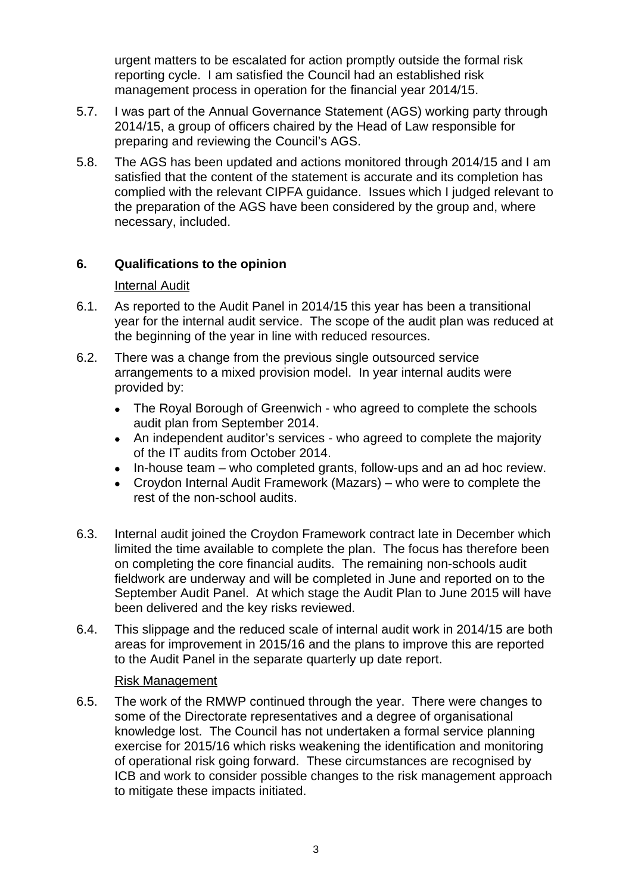urgent matters to be escalated for action promptly outside the formal risk reporting cycle. I am satisfied the Council had an established risk management process in operation for the financial year 2014/15.

5.7. I was part of the Annual Governance Statement (AGS) working party through 2014/15, a group of officers chaired by the Head of Law responsible for preparing and reviewing the Council's AGS.

5.8. The AGS has been updated and actions monitored through 2014/15 and I am satisfied that the content of the statement is accurate and its completion has complied with the relevant CIPFA guidance. Issues which I judged relevant to the preparation of the AGS have been considered by the group and, where necessary, included.

## 6. Qualifications to the opinion

Internal Audit

6.1. As reported to the Audit Panel in 2014/15 this year has been a transitional year for the internal audit service. The scope of the audit plan was reduced at the beginning of the year in line with reduced resources.

6.2. There was a change from the previous single outsourced service arrangements to a mixed provision model. In year internal audits were provided by:

- The Royal Borough of Greenwich - who agreed to complete the schools audit plan from September 2014.
- An independent auditor's services - who agreed to complete the majority of the IT audits from October 2014.
- In-house team – who completed grants, follow-ups and an ad hoc review.
- Croydon Internal Audit Framework (Mazars) – who were to complete the rest of the non-school audits.

6.3. Internal audit joined the Croydon Framework contract late in December which limited the time available to complete the plan. The focus has therefore been on completing the core financial audits. The remaining non-schools audit fieldwork are underway and will be completed in June and reported on to the September Audit Panel. At which stage the Audit Plan to June 2015 will have been delivered and the key risks reviewed.

6.4. This slippage and the reduced scale of internal audit work in 2014/15 are both areas for improvement in 2015/16 and the plans to improve this are reported to the Audit Panel in the separate quarterly up date report.

Risk Management

6.5. The work of the RMWP continued through the year. There were changes to some of the Directorate representatives and a degree of organisational knowledge lost. The Council has not undertaken a formal service planning exercise for 2015/16 which risks weakening the identification and monitoring of operational risk going forward. These circumstances are recognised by ICB and work to consider possible changes to the risk management approach to mitigate these impacts initiated.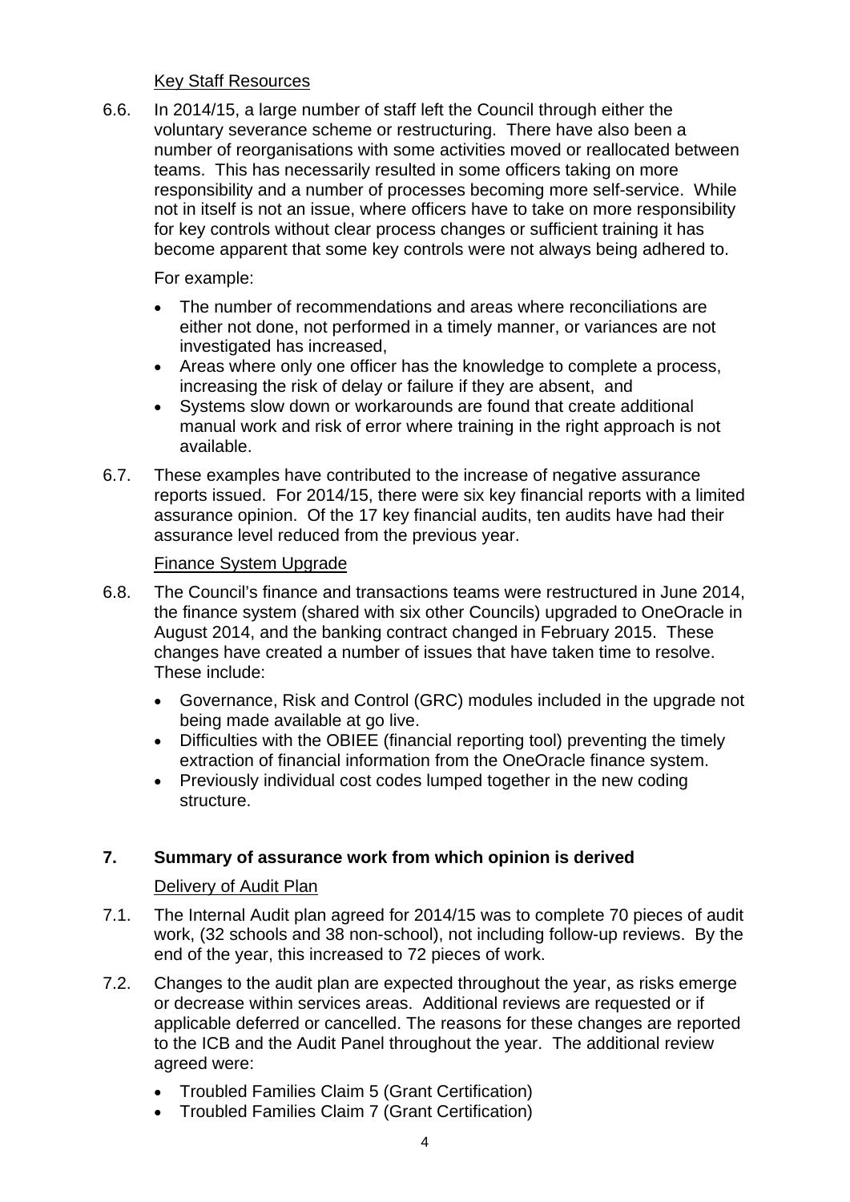Key Staff Resources

6.6. In 2014/15, a large number of staff left the Council through either the voluntary severance scheme or restructuring. There have also been a number of reorganisations with some activities moved or reallocated between teams. This has necessarily resulted in some officers taking on more responsibility and a number of processes becoming more self-service. While not in itself is not an issue, where officers have to take on more responsibility for key controls without clear process changes or sufficient training it has become apparent that some key controls were not always being adhered to.

For example:

- The number of recommendations and areas where reconciliations are either not done, not performed in a timely manner, or variances are not investigated has increased,
- Areas where only one officer has the knowledge to complete a process, increasing the risk of delay or failure if they are absent, and
- Systems slow down or workarounds are found that create additional manual work and risk of error where training in the right approach is not available.

6.7. These examples have contributed to the increase of negative assurance reports issued. For 2014/15, there were six key financial reports with a limited assurance opinion. Of the 17 key financial audits, ten audits have had their assurance level reduced from the previous year.

Finance System Upgrade

6.8. The Council's finance and transactions teams were restructured in June 2014, the finance system (shared with six other Councils) upgraded to OneOracle in August 2014, and the banking contract changed in February 2015. These changes have created a number of issues that have taken time to resolve. These include:

- Governance, Risk and Control (GRC) modules included in the upgrade not being made available at go live.
- Difficulties with the OBIEE (financial reporting tool) preventing the timely extraction of financial information from the OneOracle finance system.
- Previously individual cost codes lumped together in the new coding structure.

## 7. Summary of assurance work from which opinion is derived

Delivery of Audit Plan

7.1. The Internal Audit plan agreed for 2014/15 was to complete 70 pieces of audit work, (32 schools and 38 non-school), not including follow-up reviews. By the end of the year, this increased to 72 pieces of work.

7.2. Changes to the audit plan are expected throughout the year, as risks emerge or decrease within services areas. Additional reviews are requested or if applicable deferred or cancelled. The reasons for these changes are reported to the ICB and the Audit Panel throughout the year. The additional review agreed were:

- Troubled Families Claim 5 (Grant Certification)
- Troubled Families Claim 7 (Grant Certification)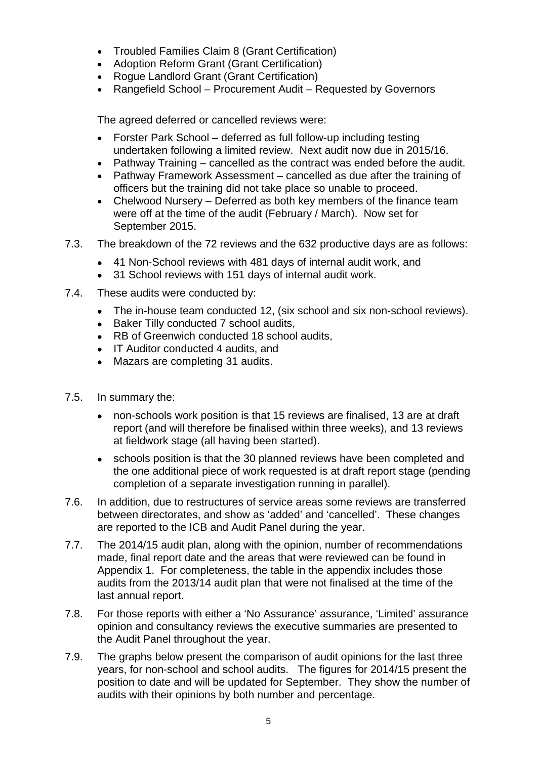- Troubled Families Claim 8 (Grant Certification)
- Adoption Reform Grant (Grant Certification)
- Rogue Landlord Grant (Grant Certification)
- Rangefield School – Procurement Audit – Requested by Governors

The agreed deferred or cancelled reviews were:

- Forster Park School – deferred as full follow-up including testing undertaken following a limited review. Next audit now due in 2015/16.
- Pathway Training – cancelled as the contract was ended before the audit.
- Pathway Framework Assessment – cancelled as due after the training of officers but the training did not take place so unable to proceed.
- Chelwood Nursery – Deferred as both key members of the finance team were off at the time of the audit (February / March). Now set for September 2015.

7.3. The breakdown of the 72 reviews and the 632 productive days are as follows:

- 41 Non-School reviews with 481 days of internal audit work, and
- 31 School reviews with 151 days of internal audit work.

7.4. These audits were conducted by:

- The in-house team conducted 12, (six school and six non-school reviews).
- Baker Tilly conducted 7 school audits,
- RB of Greenwich conducted 18 school audits,
- IT Auditor conducted 4 audits, and
- Mazars are completing 31 audits.

7.5. In summary the:

- non-schools work position is that 15 reviews are finalised, 13 are at draft report (and will therefore be finalised within three weeks), and 13 reviews at fieldwork stage (all having been started).
- schools position is that the 30 planned reviews have been completed and the one additional piece of work requested is at draft report stage (pending completion of a separate investigation running in parallel).

7.6. In addition, due to restructures of service areas some reviews are transferred between directorates, and show as 'added' and 'cancelled'. These changes are reported to the ICB and Audit Panel during the year.

7.7. The 2014/15 audit plan, along with the opinion, number of recommendations made, final report date and the areas that were reviewed can be found in Appendix 1. For completeness, the table in the appendix includes those audits from the 2013/14 audit plan that were not finalised at the time of the last annual report.

7.8. For those reports with either a 'No Assurance' assurance, 'Limited' assurance opinion and consultancy reviews the executive summaries are presented to the Audit Panel throughout the year.

7.9. The graphs below present the comparison of audit opinions for the last three years, for non-school and school audits. The figures for 2014/15 present the position to date and will be updated for September. They show the number of audits with their opinions by both number and percentage.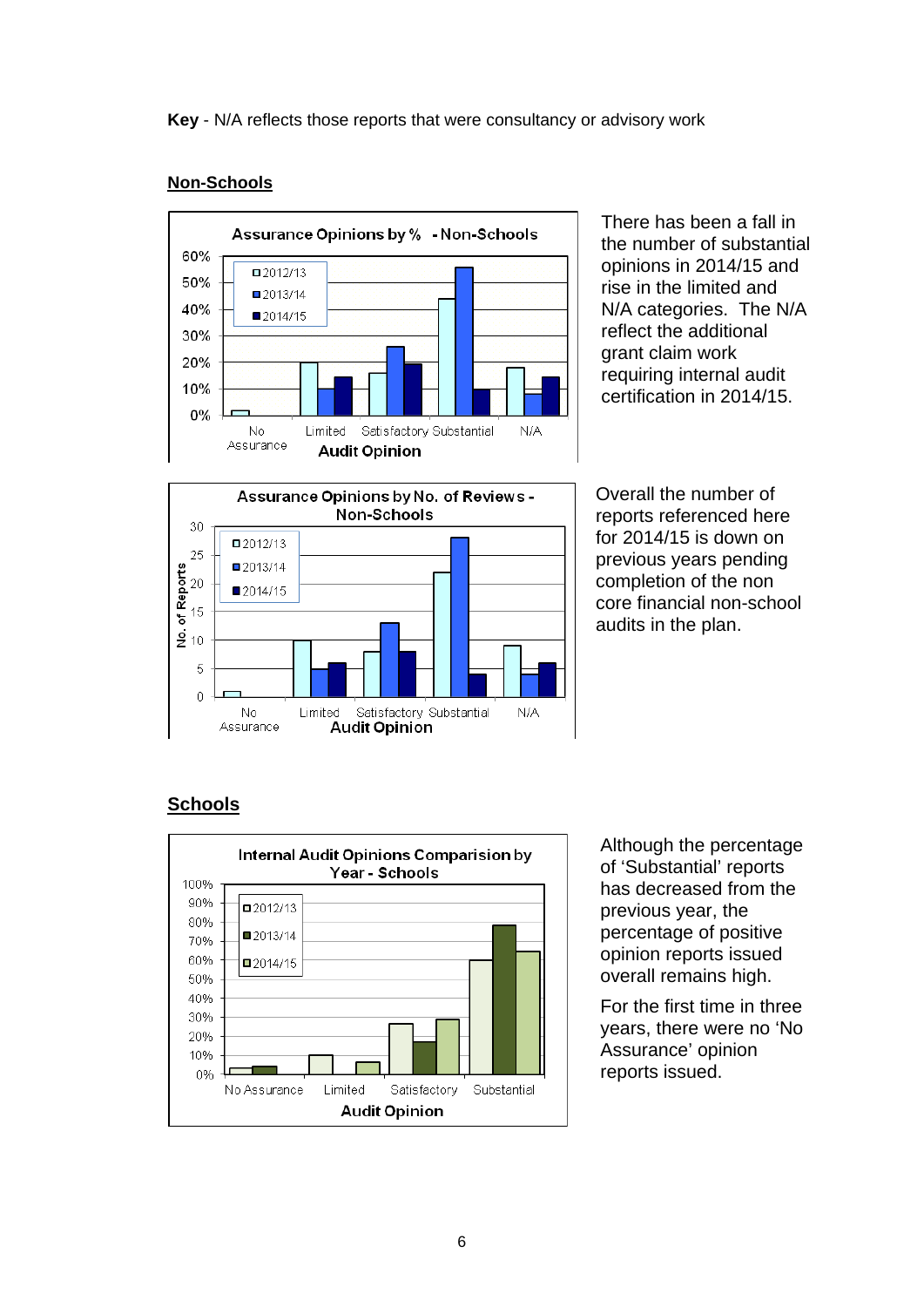**Key** - N/A reflects those reports that were consultancy or advisory work

## Non-Schools

There has been a fall in the number of substantial opinions in 2014/15 and rise in the limited and N/A categories. The N/A reflect the additional grant claim work requiring internal audit certification in 2014/15.

Overall the number of reports referenced here for 2014/15 is down on previous years pending completion of the non core financial non-school audits in the plan.

## Schools

Although the percentage of 'Substantial' reports has decreased from the previous year, the percentage of positive opinion reports issued overall remains high.

For the first time in three years, there were no 'No Assurance' opinion reports issued.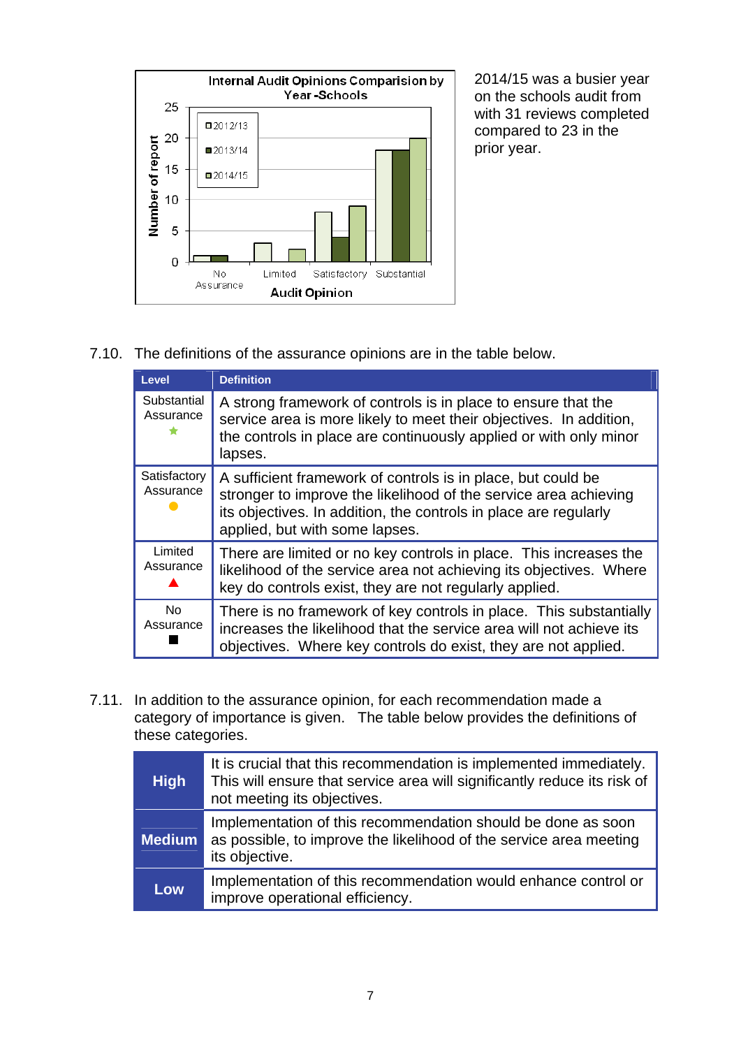**Internal Audit Opinions Comparision by Year -Schools**

2014/15 was a busier year on the schools audit from with 31 reviews completed compared to 23 in the prior year.

7.10. The definitions of the assurance opinions are in the table below.

| Level | Definition |
|---|---|
| Substantial Assurance ★ | A strong framework of controls is in place to ensure that the service area is more likely to meet their objectives. In addition, the controls in place are continuously applied or with only minor lapses. |
| Satisfactory Assurance ● | A sufficient framework of controls is in place, but could be stronger to improve the likelihood of the service area achieving its objectives. In addition, the controls in place are regularly applied, but with some lapses. |
| Limited Assurance ▲ | There are limited or no key controls in place. This increases the likelihood of the service area not achieving its objectives. Where key do controls exist, they are not regularly applied. |
| No Assurance ■ | There is no framework of key controls in place. This substantially increases the likelihood that the service area will not achieve its objectives. Where key controls do exist, they are not applied. |

7.11. In addition to the assurance opinion, for each recommendation made a category of importance is given. The table below provides the definitions of these categories.

| | |
|---|---|
| **High** | It is crucial that this recommendation is implemented immediately. This will ensure that service area will significantly reduce its risk of not meeting its objectives. |
| **Medium** | Implementation of this recommendation should be done as soon as possible, to improve the likelihood of the service area meeting its objective. |
| **Low** | Implementation of this recommendation would enhance control or improve operational efficiency. |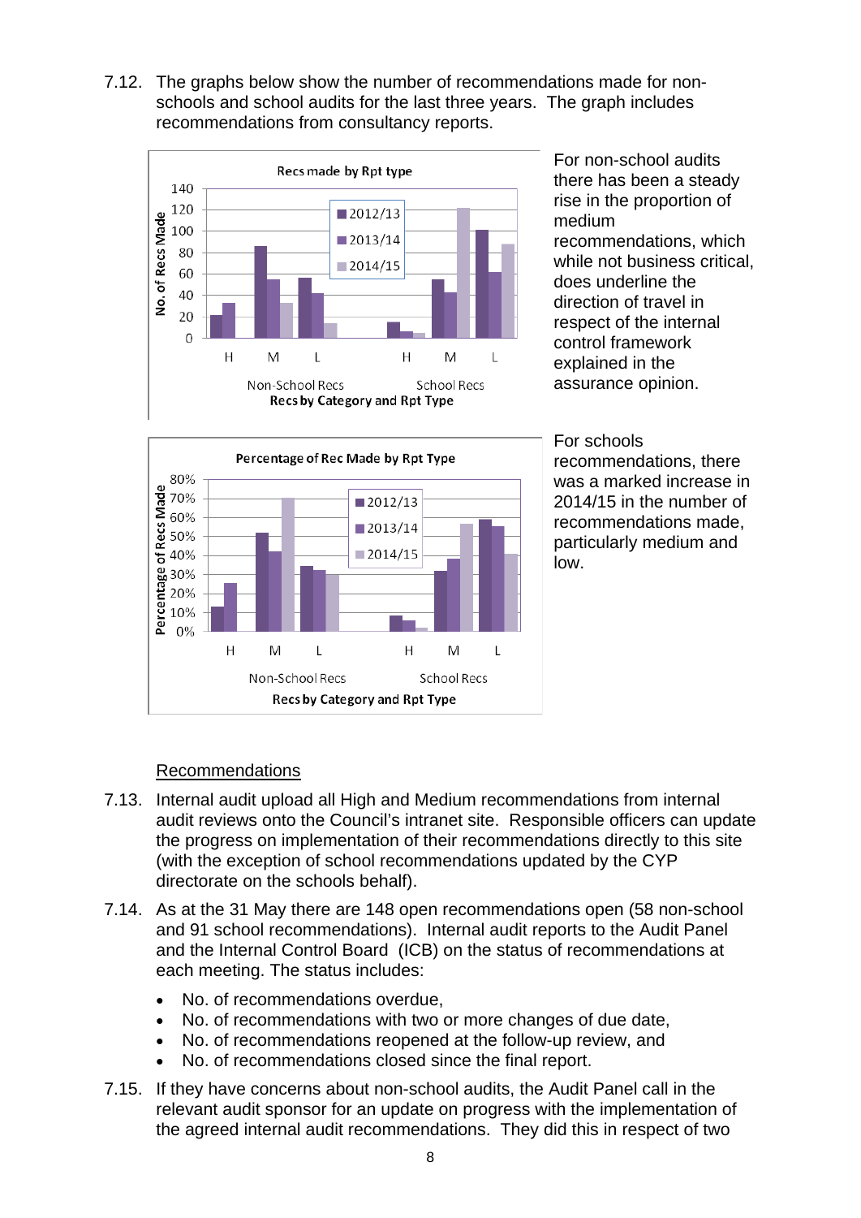7.12. The graphs below show the number of recommendations made for non-schools and school audits for the last three years. The graph includes recommendations from consultancy reports.

For non-school audits there has been a steady rise in the proportion of medium recommendations, which while not business critical, does underline the direction of travel in respect of the internal control framework explained in the assurance opinion.

For schools recommendations, there was a marked increase in 2014/15 in the number of recommendations made, particularly medium and low.

## Recommendations

7.13. Internal audit upload all High and Medium recommendations from internal audit reviews onto the Council's intranet site. Responsible officers can update the progress on implementation of their recommendations directly to this site (with the exception of school recommendations updated by the CYP directorate on the schools behalf).

7.14. As at the 31 May there are 148 open recommendations open (58 non-school and 91 school recommendations). Internal audit reports to the Audit Panel and the Internal Control Board (ICB) on the status of recommendations at each meeting. The status includes:

- No. of recommendations overdue,
- No. of recommendations with two or more changes of due date,
- No. of recommendations reopened at the follow-up review, and
- No. of recommendations closed since the final report.

7.15. If they have concerns about non-school audits, the Audit Panel call in the relevant audit sponsor for an update on progress with the implementation of the agreed internal audit recommendations. They did this in respect of two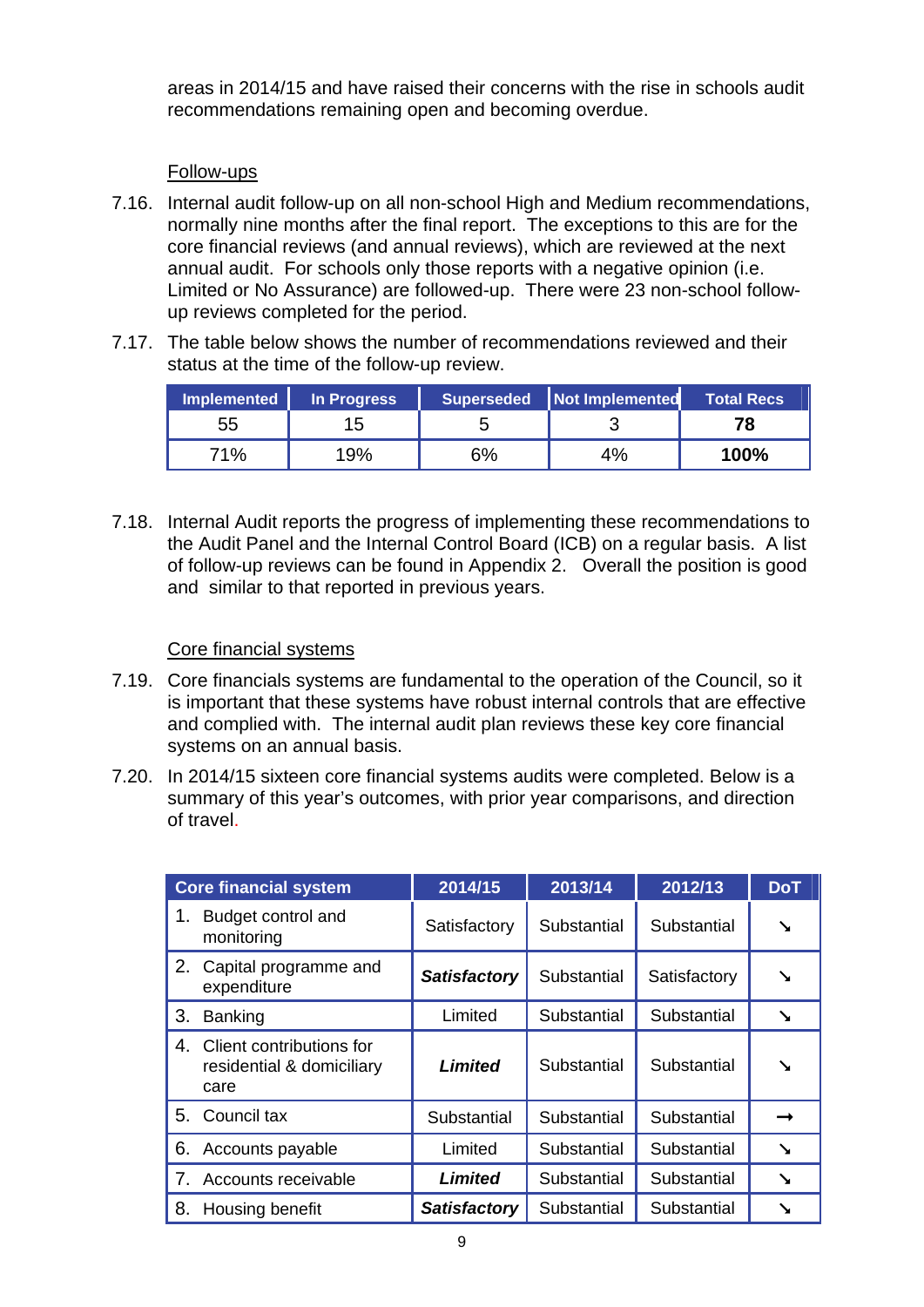areas in 2014/15 and have raised their concerns with the rise in schools audit recommendations remaining open and becoming overdue.

Follow-ups

7.16. Internal audit follow-up on all non-school High and Medium recommendations, normally nine months after the final report. The exceptions to this are for the core financial reviews (and annual reviews), which are reviewed at the next annual audit. For schools only those reports with a negative opinion (i.e. Limited or No Assurance) are followed-up. There were 23 non-school follow-up reviews completed for the period.

7.17. The table below shows the number of recommendations reviewed and their status at the time of the follow-up review.

| Implemented | In Progress | Superseded | Not Implemented | Total Recs |
|---|---|---|---|---|
| 55 | 15 | 5 | 3 | **78** |
| 71% | 19% | 6% | 4% | **100%** |

7.18. Internal Audit reports the progress of implementing these recommendations to the Audit Panel and the Internal Control Board (ICB) on a regular basis. A list of follow-up reviews can be found in Appendix 2. Overall the position is good and similar to that reported in previous years.

Core financial systems

7.19. Core financials systems are fundamental to the operation of the Council, so it is important that these systems have robust internal controls that are effective and complied with. The internal audit plan reviews these key core financial systems on an annual basis.

7.20. In 2014/15 sixteen core financial systems audits were completed. Below is a summary of this year's outcomes, with prior year comparisons, and direction of travel.

| Core financial system | 2014/15 | 2013/14 | 2012/13 | DoT |
|---|---|---|---|---|
| 1. Budget control and monitoring | Satisfactory | Substantial | Substantial | ↘ |
| 2. Capital programme and expenditure | ***Satisfactory*** | Substantial | Satisfactory | ↘ |
| 3. Banking | Limited | Substantial | Substantial | ↘ |
| 4. Client contributions for residential & domiciliary care | ***Limited*** | Substantial | Substantial | ↘ |
| 5. Council tax | Substantial | Substantial | Substantial | → |
| 6. Accounts payable | Limited | Substantial | Substantial | ↘ |
| 7. Accounts receivable | ***Limited*** | Substantial | Substantial | ↘ |
| 8. Housing benefit | ***Satisfactory*** | Substantial | Substantial | ↘ |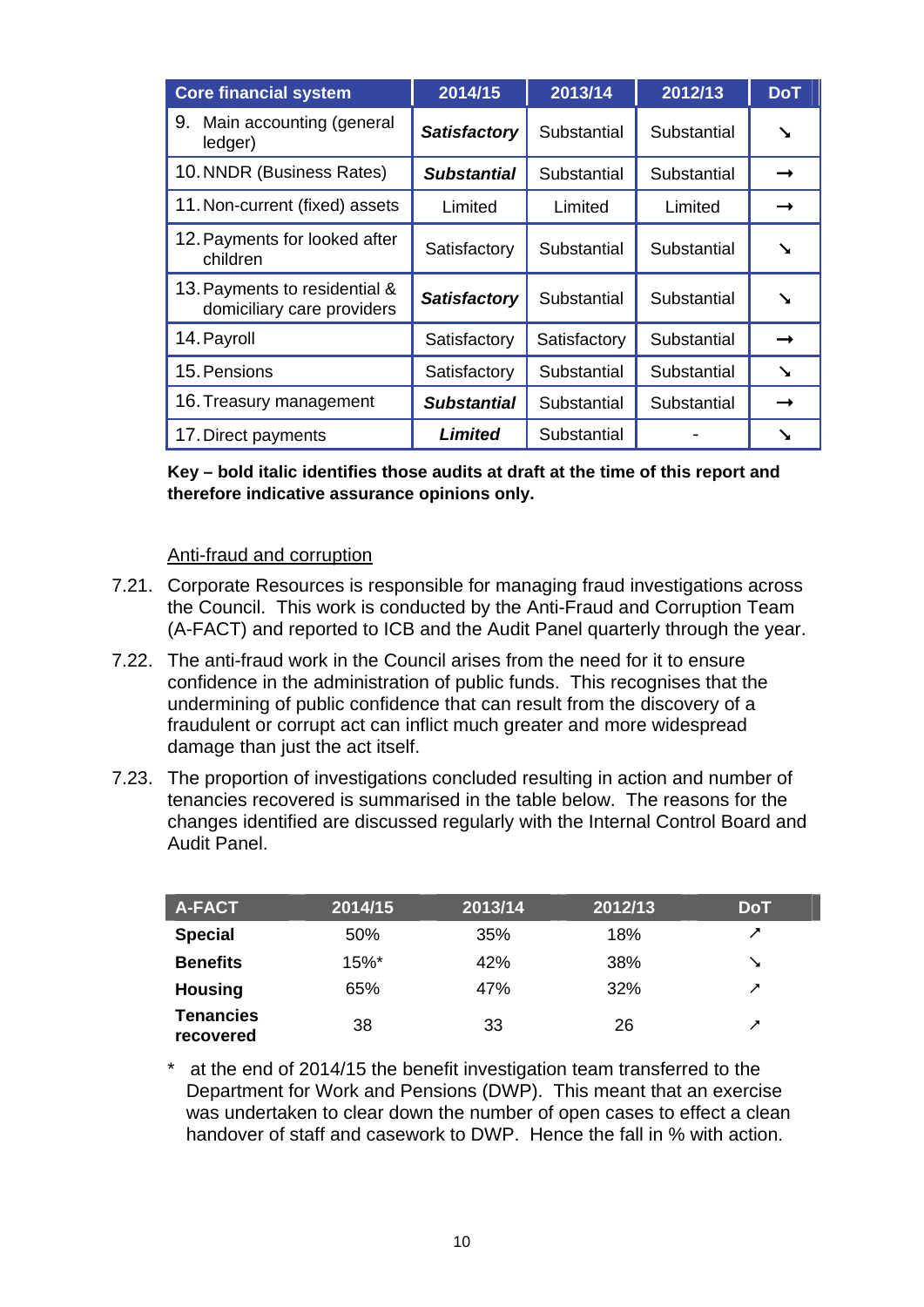| Core financial system | 2014/15 | 2013/14 | 2012/13 | DoT |
|---|---|---|---|---|
| 9. Main accounting (general ledger) | ***Satisfactory*** | Substantial | Substantial | ↘ |
| 10. NNDR (Business Rates) | ***Substantial*** | Substantial | Substantial | → |
| 11. Non-current (fixed) assets | Limited | Limited | Limited | → |
| 12. Payments for looked after children | Satisfactory | Substantial | Substantial | ↘ |
| 13. Payments to residential & domiciliary care providers | ***Satisfactory*** | Substantial | Substantial | ↘ |
| 14. Payroll | Satisfactory | Satisfactory | Substantial | → |
| 15. Pensions | Satisfactory | Substantial | Substantial | ↘ |
| 16. Treasury management | ***Substantial*** | Substantial | Substantial | → |
| 17. Direct payments | ***Limited*** | Substantial | - | ↘ |

**Key – bold italic identifies those audits at draft at the time of this report and therefore indicative assurance opinions only.**

Anti-fraud and corruption

7.21. Corporate Resources is responsible for managing fraud investigations across the Council. This work is conducted by the Anti-Fraud and Corruption Team (A-FACT) and reported to ICB and the Audit Panel quarterly through the year.

7.22. The anti-fraud work in the Council arises from the need for it to ensure confidence in the administration of public funds. This recognises that the undermining of public confidence that can result from the discovery of a fraudulent or corrupt act can inflict much greater and more widespread damage than just the act itself.

7.23. The proportion of investigations concluded resulting in action and number of tenancies recovered is summarised in the table below. The reasons for the changes identified are discussed regularly with the Internal Control Board and Audit Panel.

| A-FACT | 2014/15 | 2013/14 | 2012/13 | DoT |
|---|---|---|---|---|
| **Special** | 50% | 35% | 18% | ↗ |
| **Benefits** | 15%* | 42% | 38% | ↘ |
| **Housing** | 65% | 47% | 32% | ↗ |
| **Tenancies recovered** | 38 | 33 | 26 | ↗ |

\* at the end of 2014/15 the benefit investigation team transferred to the Department for Work and Pensions (DWP). This meant that an exercise was undertaken to clear down the number of open cases to effect a clean handover of staff and casework to DWP. Hence the fall in % with action.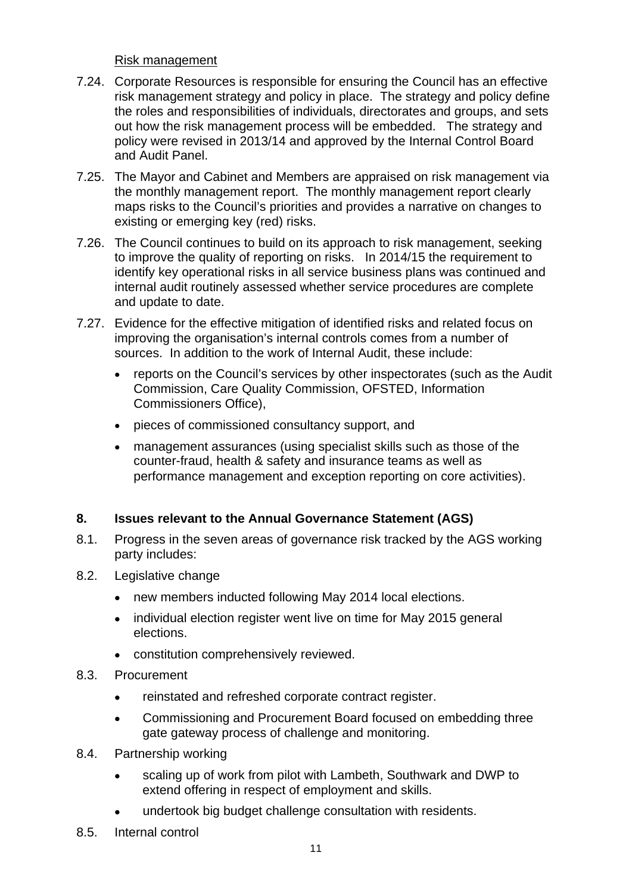Risk management

7.24. Corporate Resources is responsible for ensuring the Council has an effective risk management strategy and policy in place. The strategy and policy define the roles and responsibilities of individuals, directorates and groups, and sets out how the risk management process will be embedded. The strategy and policy were revised in 2013/14 and approved by the Internal Control Board and Audit Panel.

7.25. The Mayor and Cabinet and Members are appraised on risk management via the monthly management report. The monthly management report clearly maps risks to the Council's priorities and provides a narrative on changes to existing or emerging key (red) risks.

7.26. The Council continues to build on its approach to risk management, seeking to improve the quality of reporting on risks. In 2014/15 the requirement to identify key operational risks in all service business plans was continued and internal audit routinely assessed whether service procedures are complete and update to date.

7.27. Evidence for the effective mitigation of identified risks and related focus on improving the organisation's internal controls comes from a number of sources. In addition to the work of Internal Audit, these include:

- reports on the Council's services by other inspectorates (such as the Audit Commission, Care Quality Commission, OFSTED, Information Commissioners Office),
- pieces of commissioned consultancy support, and
- management assurances (using specialist skills such as those of the counter-fraud, health & safety and insurance teams as well as performance management and exception reporting on core activities).

## 8. Issues relevant to the Annual Governance Statement (AGS)

8.1. Progress in the seven areas of governance risk tracked by the AGS working party includes:

8.2. Legislative change

- new members inducted following May 2014 local elections.
- individual election register went live on time for May 2015 general elections.
- constitution comprehensively reviewed.

8.3. Procurement

- reinstated and refreshed corporate contract register.
- Commissioning and Procurement Board focused on embedding three gate gateway process of challenge and monitoring.

8.4. Partnership working

- scaling up of work from pilot with Lambeth, Southwark and DWP to extend offering in respect of employment and skills.
- undertook big budget challenge consultation with residents.

8.5. Internal control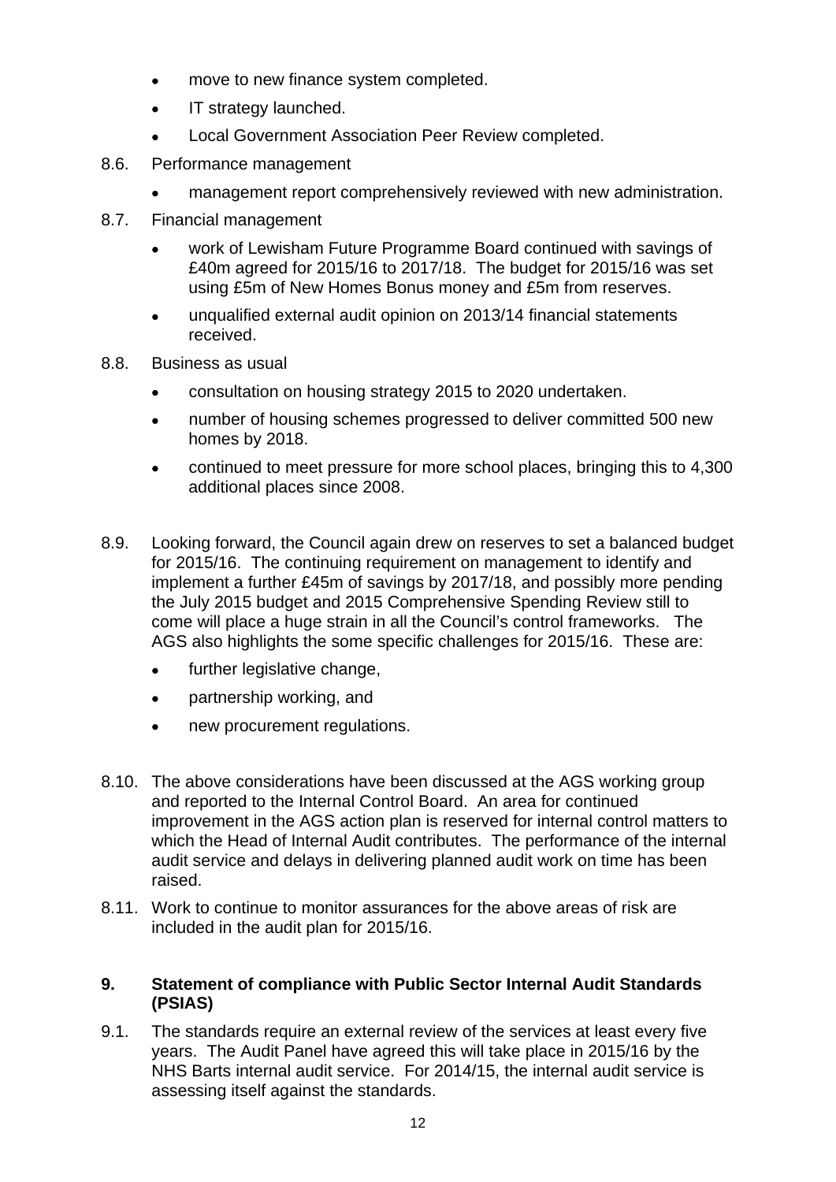- move to new finance system completed.
- IT strategy launched.
- Local Government Association Peer Review completed.

8.6. Performance management

- management report comprehensively reviewed with new administration.

8.7. Financial management

- work of Lewisham Future Programme Board continued with savings of £40m agreed for 2015/16 to 2017/18. The budget for 2015/16 was set using £5m of New Homes Bonus money and £5m from reserves.
- unqualified external audit opinion on 2013/14 financial statements received.

8.8. Business as usual

- consultation on housing strategy 2015 to 2020 undertaken.
- number of housing schemes progressed to deliver committed 500 new homes by 2018.
- continued to meet pressure for more school places, bringing this to 4,300 additional places since 2008.

8.9. Looking forward, the Council again drew on reserves to set a balanced budget for 2015/16. The continuing requirement on management to identify and implement a further £45m of savings by 2017/18, and possibly more pending the July 2015 budget and 2015 Comprehensive Spending Review still to come will place a huge strain in all the Council's control frameworks. The AGS also highlights the some specific challenges for 2015/16. These are:

- further legislative change,
- partnership working, and
- new procurement regulations.

8.10. The above considerations have been discussed at the AGS working group and reported to the Internal Control Board. An area for continued improvement in the AGS action plan is reserved for internal control matters to which the Head of Internal Audit contributes. The performance of the internal audit service and delays in delivering planned audit work on time has been raised.

8.11. Work to continue to monitor assurances for the above areas of risk are included in the audit plan for 2015/16.

## 9. Statement of compliance with Public Sector Internal Audit Standards (PSIAS)

9.1. The standards require an external review of the services at least every five years. The Audit Panel have agreed this will take place in 2015/16 by the NHS Barts internal audit service. For 2014/15, the internal audit service is assessing itself against the standards.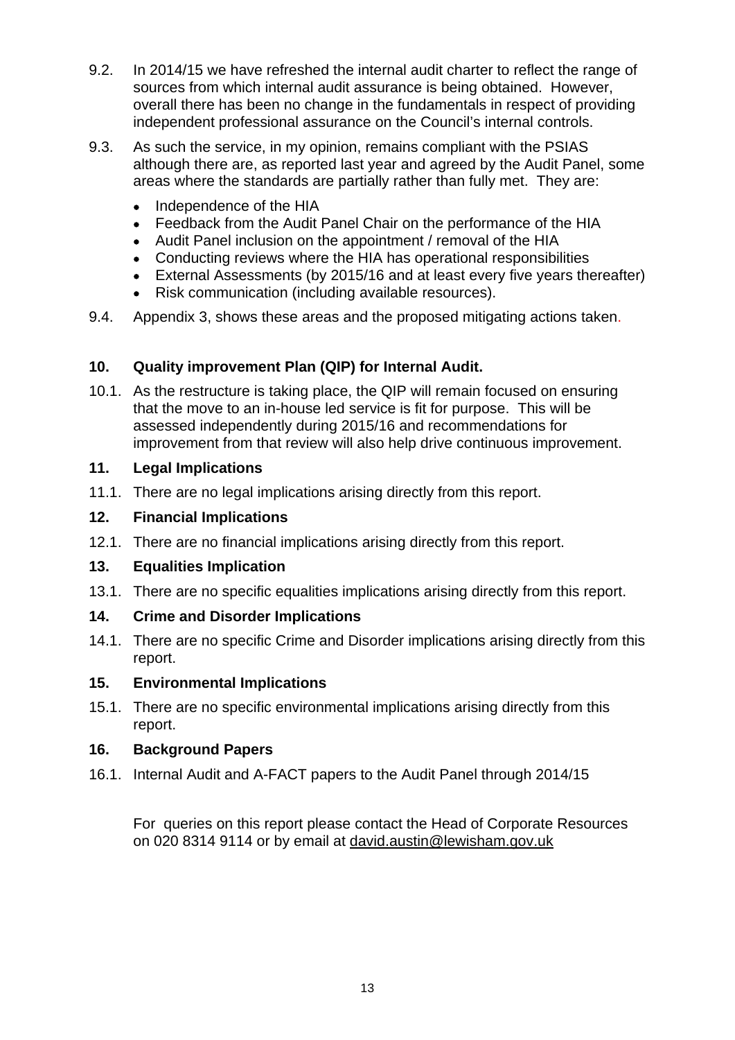9.2. In 2014/15 we have refreshed the internal audit charter to reflect the range of sources from which internal audit assurance is being obtained. However, overall there has been no change in the fundamentals in respect of providing independent professional assurance on the Council's internal controls.

9.3. As such the service, in my opinion, remains compliant with the PSIAS although there are, as reported last year and agreed by the Audit Panel, some areas where the standards are partially rather than fully met. They are:

- Independence of the HIA
- Feedback from the Audit Panel Chair on the performance of the HIA
- Audit Panel inclusion on the appointment / removal of the HIA
- Conducting reviews where the HIA has operational responsibilities
- External Assessments (by 2015/16 and at least every five years thereafter)
- Risk communication (including available resources).

9.4. Appendix 3, shows these areas and the proposed mitigating actions taken.

## 10. Quality improvement Plan (QIP) for Internal Audit.

10.1. As the restructure is taking place, the QIP will remain focused on ensuring that the move to an in-house led service is fit for purpose. This will be assessed independently during 2015/16 and recommendations for improvement from that review will also help drive continuous improvement.

## 11. Legal Implications

11.1. There are no legal implications arising directly from this report.

## 12. Financial Implications

12.1. There are no financial implications arising directly from this report.

## 13. Equalities Implication

13.1. There are no specific equalities implications arising directly from this report.

## 14. Crime and Disorder Implications

14.1. There are no specific Crime and Disorder implications arising directly from this report.

## 15. Environmental Implications

15.1. There are no specific environmental implications arising directly from this report.

## 16. Background Papers

16.1. Internal Audit and A-FACT papers to the Audit Panel through 2014/15

For queries on this report please contact the Head of Corporate Resources on 020 8314 9114 or by email at david.austin@lewisham.gov.uk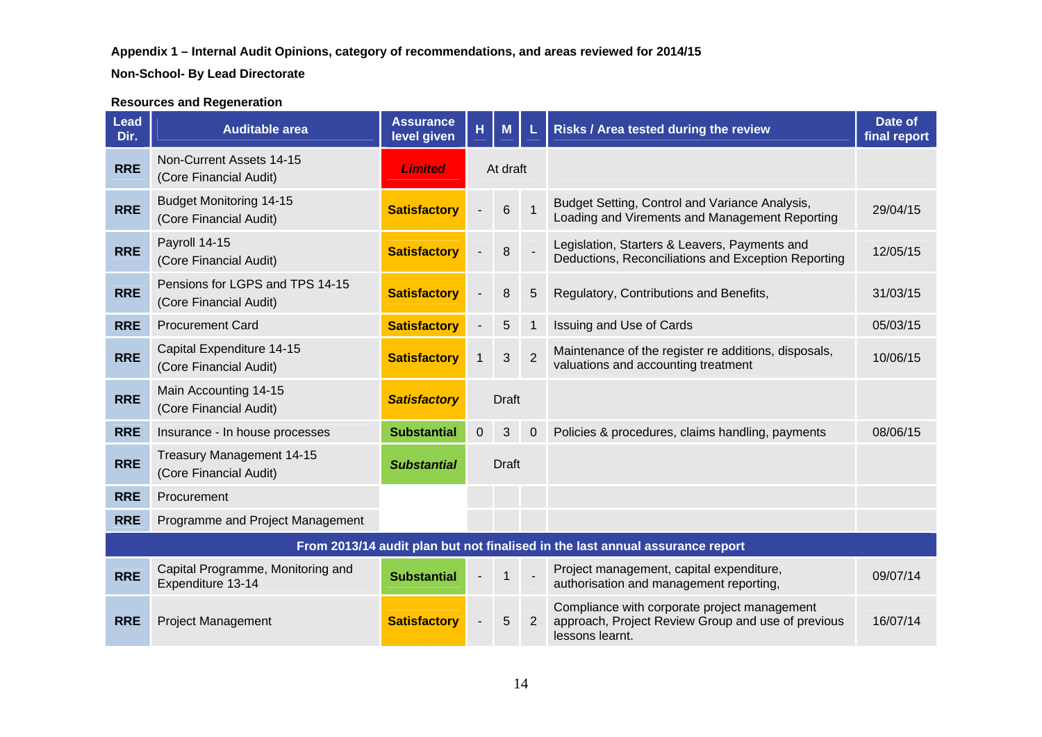**Appendix 1 – Internal Audit Opinions, category of recommendations, and areas reviewed for 2014/15**

**Non-School- By Lead Directorate**

**Resources and Regeneration**

| Lead Dir. | Auditable area | Assurance level given | H | M | L | Risks / Area tested during the review | Date of final report |
|---|---|---|---|---|---|---|---|
| RRE | Non-Current Assets 14-15 (Core Financial Audit) | *Limited* | At draft | | | | |
| RRE | Budget Monitoring 14-15 (Core Financial Audit) | Satisfactory | - | 6 | 1 | Budget Setting, Control and Variance Analysis, Loading and Virements and Management Reporting | 29/04/15 |
| RRE | Payroll 14-15 (Core Financial Audit) | Satisfactory | - | 8 | - | Legislation, Starters & Leavers, Payments and Deductions, Reconciliations and Exception Reporting | 12/05/15 |
| RRE | Pensions for LGPS and TPS 14-15 (Core Financial Audit) | Satisfactory | - | 8 | 5 | Regulatory, Contributions and Benefits, | 31/03/15 |
| RRE | Procurement Card | Satisfactory | - | 5 | 1 | Issuing and Use of Cards | 05/03/15 |
| RRE | Capital Expenditure 14-15 (Core Financial Audit) | Satisfactory | 1 | 3 | 2 | Maintenance of the register re additions, disposals, valuations and accounting treatment | 10/06/15 |
| RRE | Main Accounting 14-15 (Core Financial Audit) | *Satisfactory* | Draft | | | | |
| RRE | Insurance - In house processes | Substantial | 0 | 3 | 0 | Policies & procedures, claims handling, payments | 08/06/15 |
| RRE | Treasury Management 14-15 (Core Financial Audit) | *Substantial* | Draft | | | | |
| RRE | Procurement | | | | | | |
| RRE | Programme and Project Management | | | | | | |
| **From 2013/14 audit plan but not finalised in the last annual assurance report** | | | | | | | |
| RRE | Capital Programme, Monitoring and Expenditure 13-14 | Substantial | - | 1 | - | Project management, capital expenditure, authorisation and management reporting, | 09/07/14 |
| RRE | Project Management | Satisfactory | - | 5 | 2 | Compliance with corporate project management approach, Project Review Group and use of previous lessons learnt. | 16/07/14 |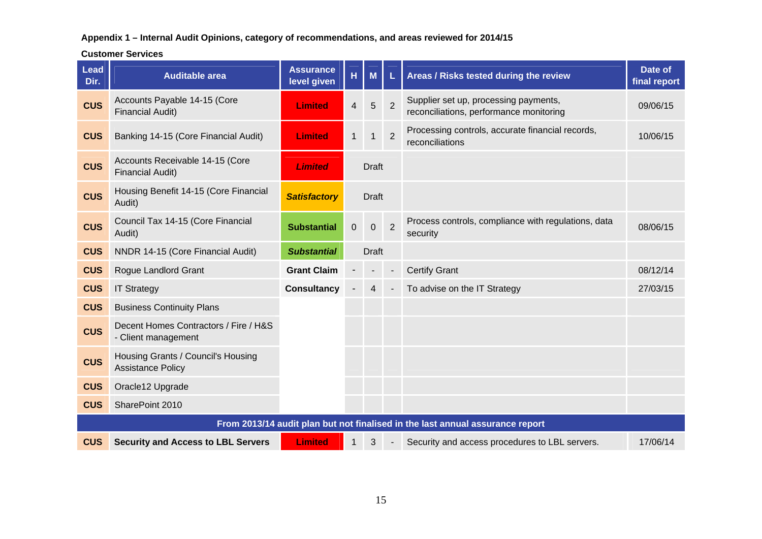**Appendix 1 – Internal Audit Opinions, category of recommendations, and areas reviewed for 2014/15**

**Customer Services**

| Lead Dir. | Auditable area | Assurance level given | H | M | L | Areas / Risks tested during the review | Date of final report |
|---|---|---|---|---|---|---|---|
| **CUS** | Accounts Payable 14-15 (Core Financial Audit) | **Limited** | 4 | 5 | 2 | Supplier set up, processing payments, reconciliations, performance monitoring | 09/06/15 |
| **CUS** | Banking 14-15 (Core Financial Audit) | **Limited** | 1 | 1 | 2 | Processing controls, accurate financial records, reconciliations | 10/06/15 |
| **CUS** | Accounts Receivable 14-15 (Core Financial Audit) | ***Limited*** | | Draft | | | |
| **CUS** | Housing Benefit 14-15 (Core Financial Audit) | ***Satisfactory*** | | Draft | | | |
| **CUS** | Council Tax 14-15 (Core Financial Audit) | **Substantial** | 0 | 0 | 2 | Process controls, compliance with regulations, data security | 08/06/15 |
| **CUS** | NNDR 14-15 (Core Financial Audit) | ***Substantial*** | | Draft | | | |
| **CUS** | Rogue Landlord Grant | **Grant Claim** | - | - | - | Certify Grant | 08/12/14 |
| **CUS** | IT Strategy | **Consultancy** | - | 4 | - | To advise on the IT Strategy | 27/03/15 |
| **CUS** | Business Continuity Plans | | | | | | |
| **CUS** | Decent Homes Contractors / Fire / H&S - Client management | | | | | | |
| **CUS** | Housing Grants / Council's Housing Assistance Policy | | | | | | |
| **CUS** | Oracle12 Upgrade | | | | | | |
| **CUS** | SharePoint 2010 | | | | | | |
| **From 2013/14 audit plan but not finalised in the last annual assurance report** | | | | | | | |
| **CUS** | **Security and Access to LBL Servers** | **Limited** | 1 | 3 | - | Security and access procedures to LBL servers. | 17/06/14 |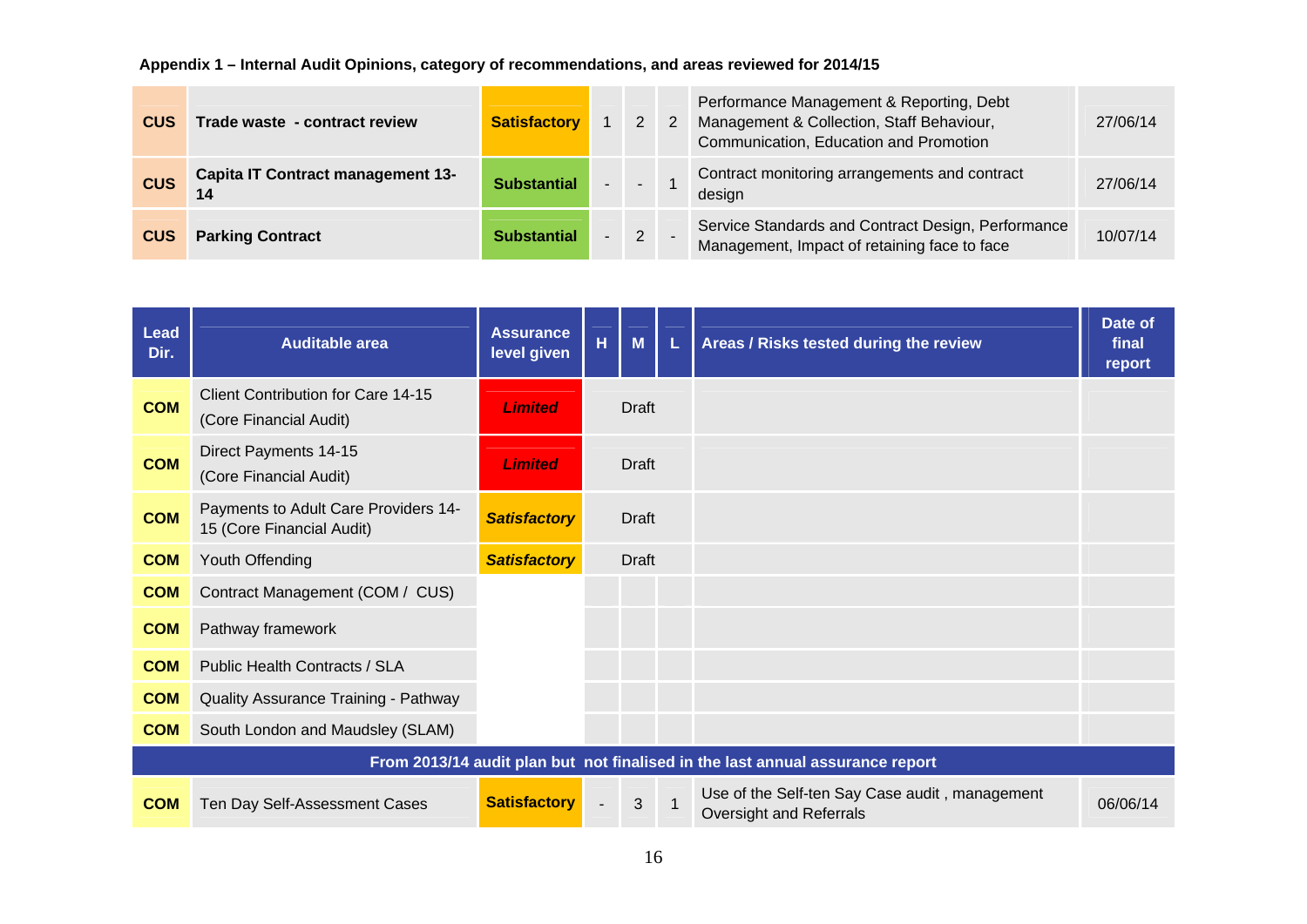**Appendix 1 – Internal Audit Opinions, category of recommendations, and areas reviewed for 2014/15**

| | | | | | | | |
|---|---|---|---|---|---|---|---|
| **CUS** | **Trade waste - contract review** | **Satisfactory** | 1 | 2 | 2 | Performance Management & Reporting, Debt Management & Collection, Staff Behaviour, Communication, Education and Promotion | 27/06/14 |
| **CUS** | **Capita IT Contract management 13-14** | **Substantial** | - | - | 1 | Contract monitoring arrangements and contract design | 27/06/14 |
| **CUS** | **Parking Contract** | **Substantial** | - | 2 | - | Service Standards and Contract Design, Performance Management, Impact of retaining face to face | 10/07/14 |

| Lead Dir. | Auditable area | Assurance level given | H | M | L | Areas / Risks tested during the review | Date of final report |
|---|---|---|---|---|---|---|---|
| **COM** | Client Contribution for Care 14-15 (Core Financial Audit) | ***Limited*** | | Draft | | | |
| **COM** | Direct Payments 14-15 (Core Financial Audit) | ***Limited*** | | Draft | | | |
| **COM** | Payments to Adult Care Providers 14-15 (Core Financial Audit) | ***Satisfactory*** | | Draft | | | |
| **COM** | Youth Offending | ***Satisfactory*** | | Draft | | | |
| **COM** | Contract Management (COM / CUS) | | | | | | |
| **COM** | Pathway framework | | | | | | |
| **COM** | Public Health Contracts / SLA | | | | | | |
| **COM** | Quality Assurance Training - Pathway | | | | | | |
| **COM** | South London and Maudsley (SLAM) | | | | | | |
| **From 2013/14 audit plan but not finalised in the last annual assurance report** | | | | | | | |
| **COM** | Ten Day Self-Assessment Cases | **Satisfactory** | - | 3 | 1 | Use of the Self-ten Say Case audit , management Oversight and Referrals | 06/06/14 |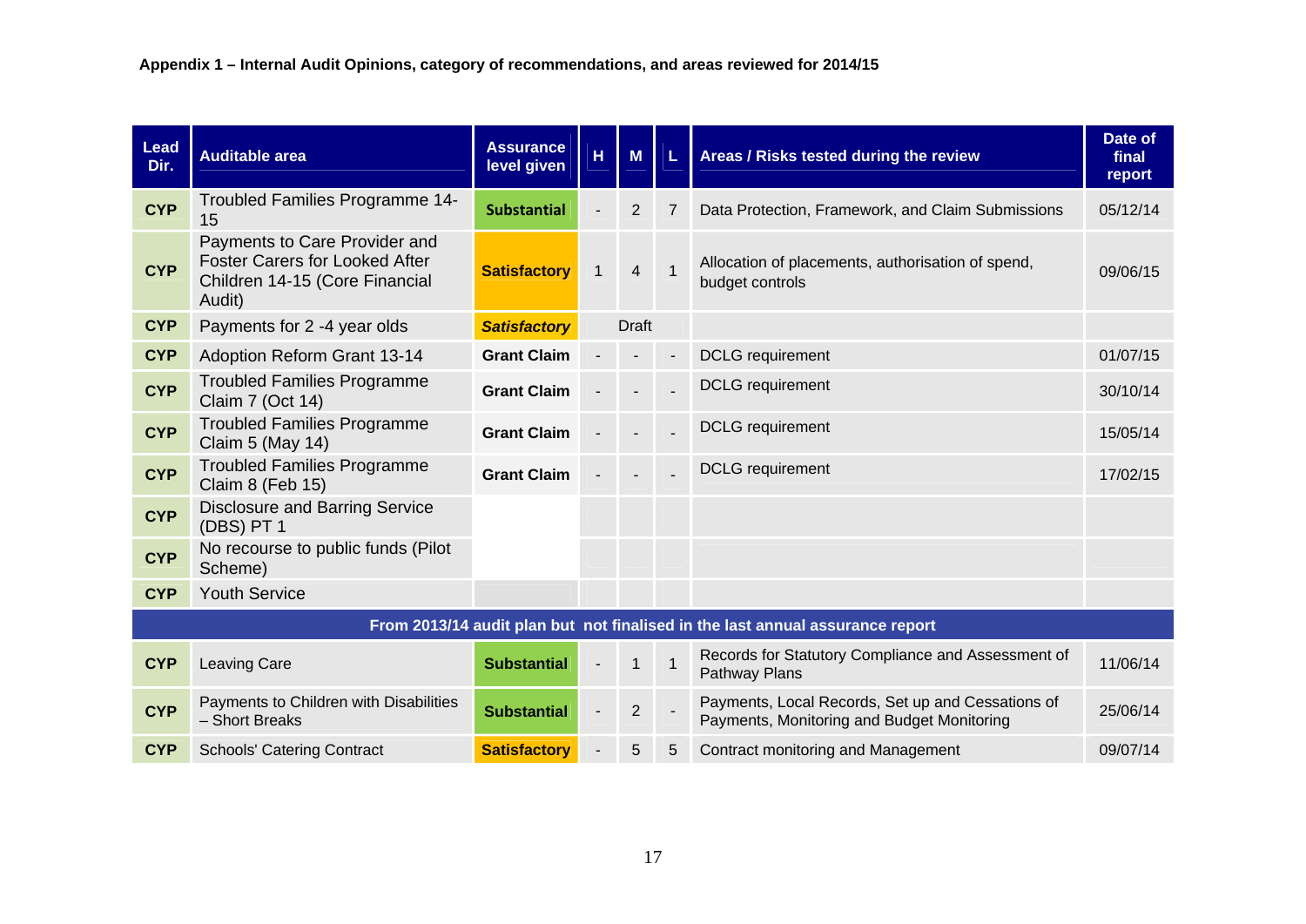**Appendix 1 – Internal Audit Opinions, category of recommendations, and areas reviewed for 2014/15**

| Lead Dir. | Auditable area | Assurance level given | H | M | L | Areas / Risks tested during the review | Date of final report |
|---|---|---|---|---|---|---|---|
| **CYP** | Troubled Families Programme 14-15 | **Substantial** | - | 2 | 7 | Data Protection, Framework, and Claim Submissions | 05/12/14 |
| **CYP** | Payments to Care Provider and Foster Carers for Looked After Children 14-15 (Core Financial Audit) | **Satisfactory** | 1 | 4 | 1 | Allocation of placements, authorisation of spend, budget controls | 09/06/15 |
| **CYP** | Payments for 2 -4 year olds | ***Satisfactory*** | | Draft | | | |
| **CYP** | Adoption Reform Grant 13-14 | **Grant Claim** | - | - | - | DCLG requirement | 01/07/15 |
| **CYP** | Troubled Families Programme Claim 7 (Oct 14) | **Grant Claim** | - | - | - | DCLG requirement | 30/10/14 |
| **CYP** | Troubled Families Programme Claim 5 (May 14) | **Grant Claim** | - | - | - | DCLG requirement | 15/05/14 |
| **CYP** | Troubled Families Programme Claim 8 (Feb 15) | **Grant Claim** | - | - | - | DCLG requirement | 17/02/15 |
| **CYP** | Disclosure and Barring Service (DBS) PT 1 | | | | | | |
| **CYP** | No recourse to public funds (Pilot Scheme) | | | | | | |
| **CYP** | Youth Service | | | | | | |
| **From 2013/14 audit plan but not finalised in the last annual assurance report** | | | | | | | |
| **CYP** | Leaving Care | **Substantial** | - | 1 | 1 | Records for Statutory Compliance and Assessment of Pathway Plans | 11/06/14 |
| **CYP** | Payments to Children with Disabilities – Short Breaks | **Substantial** | - | 2 | - | Payments, Local Records, Set up and Cessations of Payments, Monitoring and Budget Monitoring | 25/06/14 |
| **CYP** | Schools' Catering Contract | **Satisfactory** | - | 5 | 5 | Contract monitoring and Management | 09/07/14 |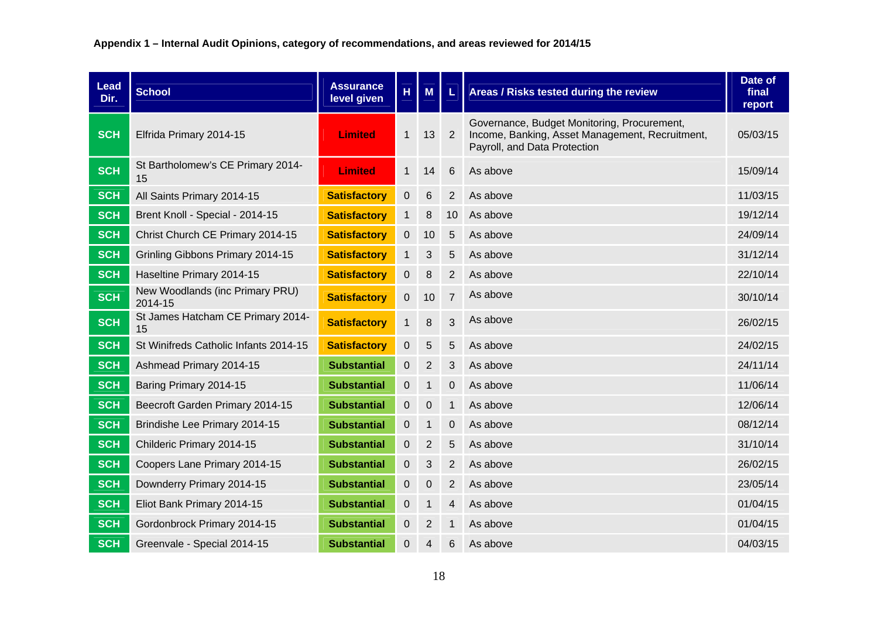**Appendix 1 – Internal Audit Opinions, category of recommendations, and areas reviewed for 2014/15**

| Lead Dir. | School | Assurance level given | H | M | L | Areas / Risks tested during the review | Date of final report |
|---|---|---|---|---|---|---|---|
| SCH | Elfrida Primary 2014-15 | Limited | 1 | 13 | 2 | Governance, Budget Monitoring, Procurement, Income, Banking, Asset Management, Recruitment, Payroll, and Data Protection | 05/03/15 |
| SCH | St Bartholomew's CE Primary 2014-15 | Limited | 1 | 14 | 6 | As above | 15/09/14 |
| SCH | All Saints Primary 2014-15 | Satisfactory | 0 | 6 | 2 | As above | 11/03/15 |
| SCH | Brent Knoll - Special - 2014-15 | Satisfactory | 1 | 8 | 10 | As above | 19/12/14 |
| SCH | Christ Church CE Primary 2014-15 | Satisfactory | 0 | 10 | 5 | As above | 24/09/14 |
| SCH | Grinling Gibbons Primary 2014-15 | Satisfactory | 1 | 3 | 5 | As above | 31/12/14 |
| SCH | Haseltine Primary 2014-15 | Satisfactory | 0 | 8 | 2 | As above | 22/10/14 |
| SCH | New Woodlands (inc Primary PRU) 2014-15 | Satisfactory | 0 | 10 | 7 | As above | 30/10/14 |
| SCH | St James Hatcham CE Primary 2014-15 | Satisfactory | 1 | 8 | 3 | As above | 26/02/15 |
| SCH | St Winifreds Catholic Infants 2014-15 | Satisfactory | 0 | 5 | 5 | As above | 24/02/15 |
| SCH | Ashmead Primary 2014-15 | Substantial | 0 | 2 | 3 | As above | 24/11/14 |
| SCH | Baring Primary 2014-15 | Substantial | 0 | 1 | 0 | As above | 11/06/14 |
| SCH | Beecroft Garden Primary 2014-15 | Substantial | 0 | 0 | 1 | As above | 12/06/14 |
| SCH | Brindishe Lee Primary 2014-15 | Substantial | 0 | 1 | 0 | As above | 08/12/14 |
| SCH | Childeric Primary 2014-15 | Substantial | 0 | 2 | 5 | As above | 31/10/14 |
| SCH | Coopers Lane Primary 2014-15 | Substantial | 0 | 3 | 2 | As above | 26/02/15 |
| SCH | Downderry Primary 2014-15 | Substantial | 0 | 0 | 2 | As above | 23/05/14 |
| SCH | Eliot Bank Primary 2014-15 | Substantial | 0 | 1 | 4 | As above | 01/04/15 |
| SCH | Gordonbrock Primary 2014-15 | Substantial | 0 | 2 | 1 | As above | 01/04/15 |
| SCH | Greenvale - Special 2014-15 | Substantial | 0 | 4 | 6 | As above | 04/03/15 |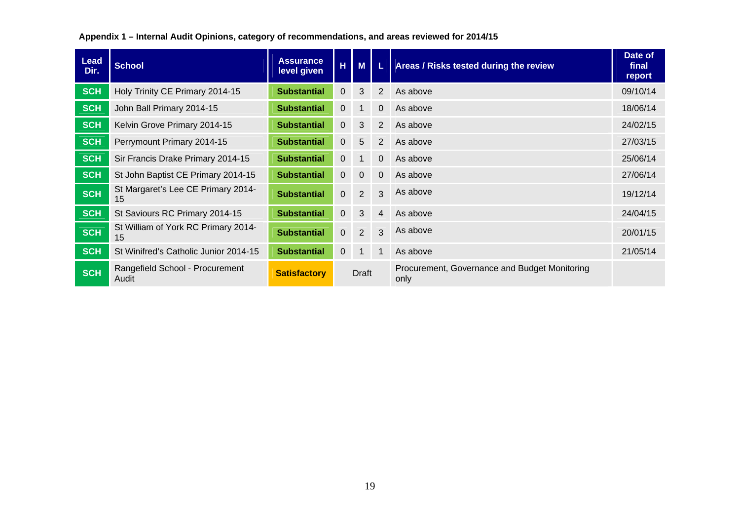**Appendix 1 – Internal Audit Opinions, category of recommendations, and areas reviewed for 2014/15**

| Lead Dir. | School | Assurance level given | H | M | L | Areas / Risks tested during the review | Date of final report |
|---|---|---|---|---|---|---|---|
| SCH | Holy Trinity CE Primary 2014-15 | Substantial | 0 | 3 | 2 | As above | 09/10/14 |
| SCH | John Ball Primary 2014-15 | Substantial | 0 | 1 | 0 | As above | 18/06/14 |
| SCH | Kelvin Grove Primary 2014-15 | Substantial | 0 | 3 | 2 | As above | 24/02/15 |
| SCH | Perrymount Primary 2014-15 | Substantial | 0 | 5 | 2 | As above | 27/03/15 |
| SCH | Sir Francis Drake Primary 2014-15 | Substantial | 0 | 1 | 0 | As above | 25/06/14 |
| SCH | St John Baptist CE Primary 2014-15 | Substantial | 0 | 0 | 0 | As above | 27/06/14 |
| SCH | St Margaret's Lee CE Primary 2014-15 | Substantial | 0 | 2 | 3 | As above | 19/12/14 |
| SCH | St Saviours RC Primary 2014-15 | Substantial | 0 | 3 | 4 | As above | 24/04/15 |
| SCH | St William of York RC Primary 2014-15 | Substantial | 0 | 2 | 3 | As above | 20/01/15 |
| SCH | St Winifred's Catholic Junior 2014-15 | Substantial | 0 | 1 | 1 | As above | 21/05/14 |
| SCH | Rangefield School - Procurement Audit | Satisfactory | Draft | | | Procurement, Governance and Budget Monitoring only | |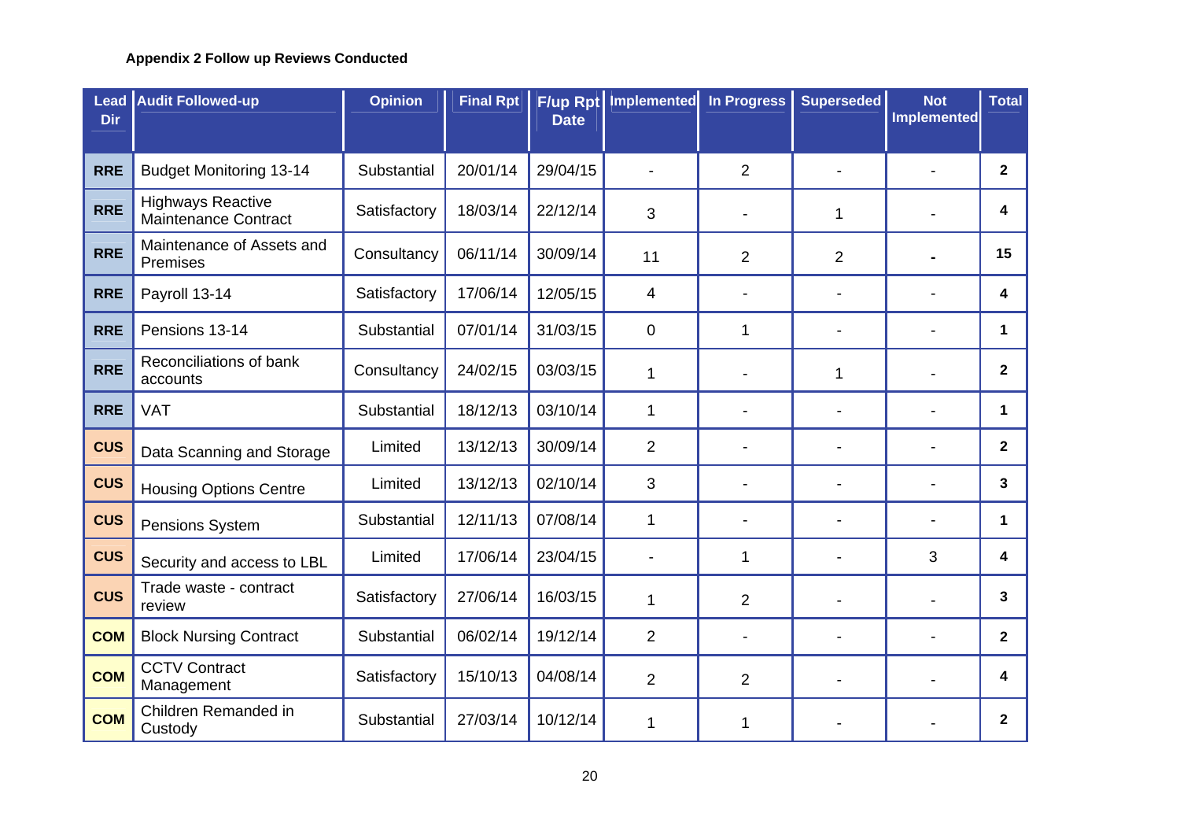**Appendix 2 Follow up Reviews Conducted**

| Lead Dir | Audit Followed-up | Opinion | Final Rpt | F/up Rpt Date | Implemented | In Progress | Superseded | Not Implemented | Total |
|---|---|---|---|---|---|---|---|---|---|
| RRE | Budget Monitoring 13-14 | Substantial | 20/01/14 | 29/04/15 | - | 2 | - | - | 2 |
| RRE | Highways Reactive Maintenance Contract | Satisfactory | 18/03/14 | 22/12/14 | 3 | - | 1 | - | 4 |
| RRE | Maintenance of Assets and Premises | Consultancy | 06/11/14 | 30/09/14 | 11 | 2 | 2 | - | 15 |
| RRE | Payroll 13-14 | Satisfactory | 17/06/14 | 12/05/15 | 4 | - | - | - | 4 |
| RRE | Pensions 13-14 | Substantial | 07/01/14 | 31/03/15 | 0 | 1 | - | - | 1 |
| RRE | Reconciliations of bank accounts | Consultancy | 24/02/15 | 03/03/15 | 1 | - | 1 | - | 2 |
| RRE | VAT | Substantial | 18/12/13 | 03/10/14 | 1 | - | - | - | 1 |
| CUS | Data Scanning and Storage | Limited | 13/12/13 | 30/09/14 | 2 | - | - | - | 2 |
| CUS | Housing Options Centre | Limited | 13/12/13 | 02/10/14 | 3 | - | - | - | 3 |
| CUS | Pensions System | Substantial | 12/11/13 | 07/08/14 | 1 | - | - | - | 1 |
| CUS | Security and access to LBL | Limited | 17/06/14 | 23/04/15 | - | 1 | - | 3 | 4 |
| CUS | Trade waste - contract review | Satisfactory | 27/06/14 | 16/03/15 | 1 | 2 | - | - | 3 |
| COM | Block Nursing Contract | Substantial | 06/02/14 | 19/12/14 | 2 | - | - | - | 2 |
| COM | CCTV Contract Management | Satisfactory | 15/10/13 | 04/08/14 | 2 | 2 | - | - | 4 |
| COM | Children Remanded in Custody | Substantial | 27/03/14 | 10/12/14 | 1 | 1 | - | - | 2 |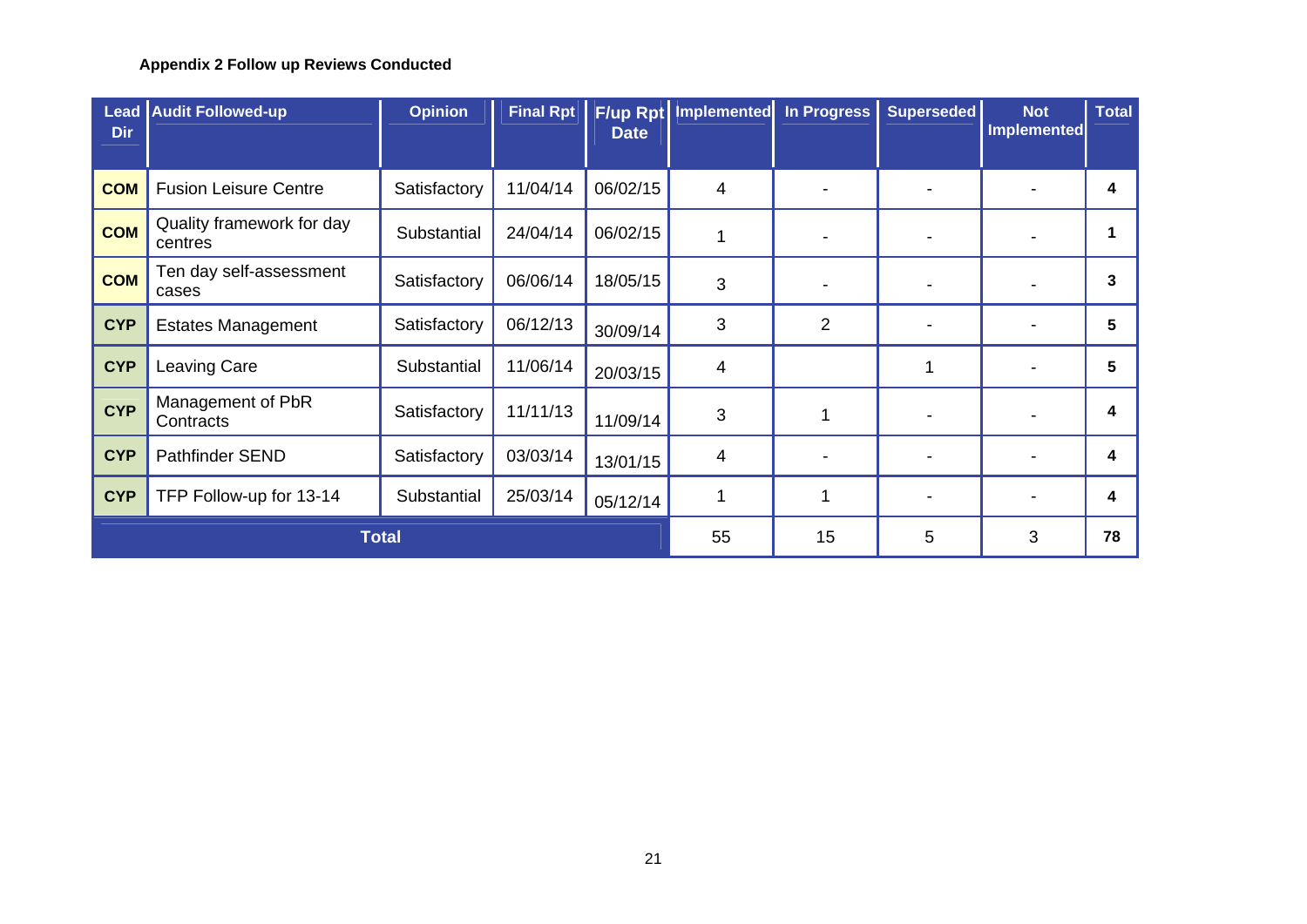**Appendix 2 Follow up Reviews Conducted**

| Lead Dir | Audit Followed-up | Opinion | Final Rpt | F/up Rpt Date | Implemented | In Progress | Superseded | Not Implemented | Total |
|---|---|---|---|---|---|---|---|---|---|
| **COM** | Fusion Leisure Centre | Satisfactory | 11/04/14 | 06/02/15 | 4 | - | - | - | **4** |
| **COM** | Quality framework for day centres | Substantial | 24/04/14 | 06/02/15 | 1 | - | - | - | **1** |
| **COM** | Ten day self-assessment cases | Satisfactory | 06/06/14 | 18/05/15 | 3 | - | - | - | **3** |
| **CYP** | Estates Management | Satisfactory | 06/12/13 | 30/09/14 | 3 | 2 | - | - | **5** |
| **CYP** | Leaving Care | Substantial | 11/06/14 | 20/03/15 | 4 | | 1 | - | **5** |
| **CYP** | Management of PbR Contracts | Satisfactory | 11/11/13 | 11/09/14 | 3 | 1 | - | - | **4** |
| **CYP** | Pathfinder SEND | Satisfactory | 03/03/14 | 13/01/15 | 4 | - | - | - | **4** |
| **CYP** | TFP Follow-up for 13-14 | Substantial | 25/03/14 | 05/12/14 | 1 | 1 | - | - | **4** |
| **Total** | | | | | 55 | 15 | 5 | 3 | **78** |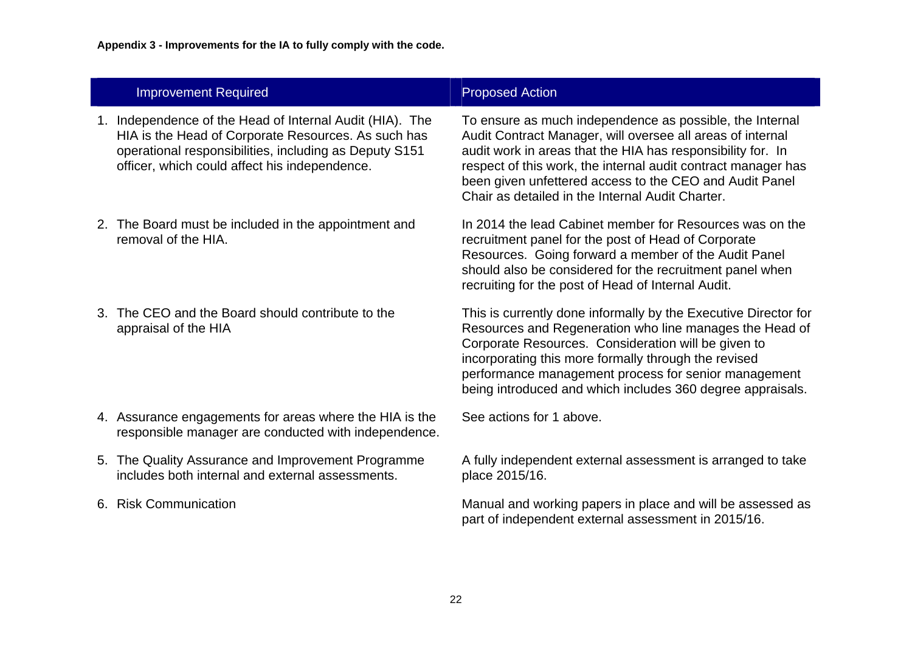**Appendix 3 - Improvements for the IA to fully comply with the code.**

| Improvement Required | Proposed Action |
| --- | --- |
| 1. Independence of the Head of Internal Audit (HIA). The HIA is the Head of Corporate Resources. As such has operational responsibilities, including as Deputy S151 officer, which could affect his independence. | To ensure as much independence as possible, the Internal Audit Contract Manager, will oversee all areas of internal audit work in areas that the HIA has responsibility for. In respect of this work, the internal audit contract manager has been given unfettered access to the CEO and Audit Panel Chair as detailed in the Internal Audit Charter. |
| 2. The Board must be included in the appointment and removal of the HIA. | In 2014 the lead Cabinet member for Resources was on the recruitment panel for the post of Head of Corporate Resources. Going forward a member of the Audit Panel should also be considered for the recruitment panel when recruiting for the post of Head of Internal Audit. |
| 3. The CEO and the Board should contribute to the appraisal of the HIA | This is currently done informally by the Executive Director for Resources and Regeneration who line manages the Head of Corporate Resources. Consideration will be given to incorporating this more formally through the revised performance management process for senior management being introduced and which includes 360 degree appraisals. |
| 4. Assurance engagements for areas where the HIA is the responsible manager are conducted with independence. | See actions for 1 above. |
| 5. The Quality Assurance and Improvement Programme includes both internal and external assessments. | A fully independent external assessment is arranged to take place 2015/16. |
| 6. Risk Communication | Manual and working papers in place and will be assessed as part of independent external assessment in 2015/16. |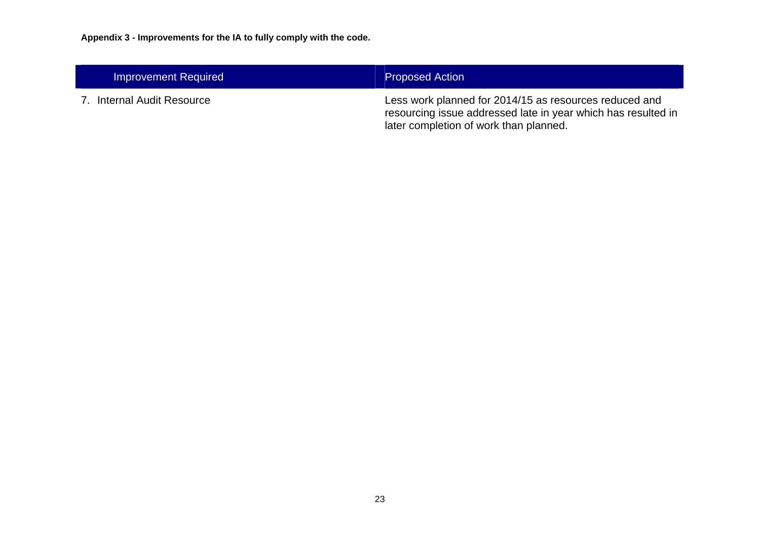**Appendix 3 - Improvements for the IA to fully comply with the code.**

| Improvement Required | Proposed Action |
| --- | --- |
| 7. Internal Audit Resource | Less work planned for 2014/15 as resources reduced and resourcing issue addressed late in year which has resulted in later completion of work than planned. |